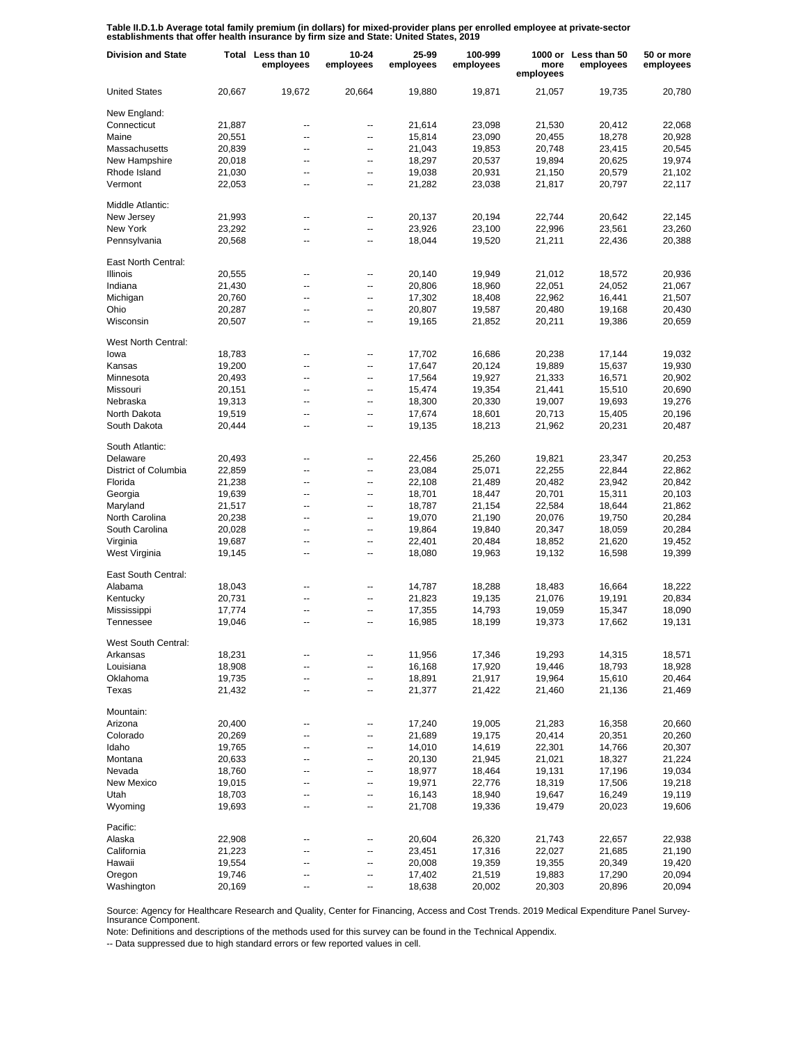**Table II.D.1.b Average total family premium (in dollars) for mixed-provider plans per enrolled employee at private-sector establishments that offer health insurance by firm size and State: United States, 2019**

| Division and State | Total | Less than 10 employees | 10-24 employees | 25-99 employees | 100-999 employees | 1000 or more employees | Less than 50 employees | 50 or more employees |
|---|---|---|---|---|---|---|---|---|
| United States | 20,667 | 19,672 | 20,664 | 19,880 | 19,871 | 21,057 | 19,735 | 20,780 |
| New England: | | | | | | | | |
| Connecticut | 21,887 | -- | -- | 21,614 | 23,098 | 21,530 | 20,412 | 22,068 |
| Maine | 20,551 | -- | -- | 15,814 | 23,090 | 20,455 | 18,278 | 20,928 |
| Massachusetts | 20,839 | -- | -- | 21,043 | 19,853 | 20,748 | 23,415 | 20,545 |
| New Hampshire | 20,018 | -- | -- | 18,297 | 20,537 | 19,894 | 20,625 | 19,974 |
| Rhode Island | 21,030 | -- | -- | 19,038 | 20,931 | 21,150 | 20,579 | 21,102 |
| Vermont | 22,053 | -- | -- | 21,282 | 23,038 | 21,817 | 20,797 | 22,117 |
| Middle Atlantic: | | | | | | | | |
| New Jersey | 21,993 | -- | -- | 20,137 | 20,194 | 22,744 | 20,642 | 22,145 |
| New York | 23,292 | -- | -- | 23,926 | 23,100 | 22,996 | 23,561 | 23,260 |
| Pennsylvania | 20,568 | -- | -- | 18,044 | 19,520 | 21,211 | 22,436 | 20,388 |
| East North Central: | | | | | | | | |
| Illinois | 20,555 | -- | -- | 20,140 | 19,949 | 21,012 | 18,572 | 20,936 |
| Indiana | 21,430 | -- | -- | 20,806 | 18,960 | 22,051 | 24,052 | 21,067 |
| Michigan | 20,760 | -- | -- | 17,302 | 18,408 | 22,962 | 16,441 | 21,507 |
| Ohio | 20,287 | -- | -- | 20,807 | 19,587 | 20,480 | 19,168 | 20,430 |
| Wisconsin | 20,507 | -- | -- | 19,165 | 21,852 | 20,211 | 19,386 | 20,659 |
| West North Central: | | | | | | | | |
| Iowa | 18,783 | -- | -- | 17,702 | 16,686 | 20,238 | 17,144 | 19,032 |
| Kansas | 19,200 | -- | -- | 17,647 | 20,124 | 19,889 | 15,637 | 19,930 |
| Minnesota | 20,493 | -- | -- | 17,564 | 19,927 | 21,333 | 16,571 | 20,902 |
| Missouri | 20,151 | -- | -- | 15,474 | 19,354 | 21,441 | 15,510 | 20,690 |
| Nebraska | 19,313 | -- | -- | 18,300 | 20,330 | 19,007 | 19,693 | 19,276 |
| North Dakota | 19,519 | -- | -- | 17,674 | 18,601 | 20,713 | 15,405 | 20,196 |
| South Dakota | 20,444 | -- | -- | 19,135 | 18,213 | 21,962 | 20,231 | 20,487 |
| South Atlantic: | | | | | | | | |
| Delaware | 20,493 | -- | -- | 22,456 | 25,260 | 19,821 | 23,347 | 20,253 |
| District of Columbia | 22,859 | -- | -- | 23,084 | 25,071 | 22,255 | 22,844 | 22,862 |
| Florida | 21,238 | -- | -- | 22,108 | 21,489 | 20,482 | 23,942 | 20,842 |
| Georgia | 19,639 | -- | -- | 18,701 | 18,447 | 20,701 | 15,311 | 20,103 |
| Maryland | 21,517 | -- | -- | 18,787 | 21,154 | 22,584 | 18,644 | 21,862 |
| North Carolina | 20,238 | -- | -- | 19,070 | 21,190 | 20,076 | 19,750 | 20,284 |
| South Carolina | 20,028 | -- | -- | 19,864 | 19,840 | 20,347 | 18,059 | 20,284 |
| Virginia | 19,687 | -- | -- | 22,401 | 20,484 | 18,852 | 21,620 | 19,452 |
| West Virginia | 19,145 | -- | -- | 18,080 | 19,963 | 19,132 | 16,598 | 19,399 |
| East South Central: | | | | | | | | |
| Alabama | 18,043 | -- | -- | 14,787 | 18,288 | 18,483 | 16,664 | 18,222 |
| Kentucky | 20,731 | -- | -- | 21,823 | 19,135 | 21,076 | 19,191 | 20,834 |
| Mississippi | 17,774 | -- | -- | 17,355 | 14,793 | 19,059 | 15,347 | 18,090 |
| Tennessee | 19,046 | -- | -- | 16,985 | 18,199 | 19,373 | 17,662 | 19,131 |
| West South Central: | | | | | | | | |
| Arkansas | 18,231 | -- | -- | 11,956 | 17,346 | 19,293 | 14,315 | 18,571 |
| Louisiana | 18,908 | -- | -- | 16,168 | 17,920 | 19,446 | 18,793 | 18,928 |
| Oklahoma | 19,735 | -- | -- | 18,891 | 21,917 | 19,964 | 15,610 | 20,464 |
| Texas | 21,432 | -- | -- | 21,377 | 21,422 | 21,460 | 21,136 | 21,469 |
| Mountain: | | | | | | | | |
| Arizona | 20,400 | -- | -- | 17,240 | 19,005 | 21,283 | 16,358 | 20,660 |
| Colorado | 20,269 | -- | -- | 21,689 | 19,175 | 20,414 | 20,351 | 20,260 |
| Idaho | 19,765 | -- | -- | 14,010 | 14,619 | 22,301 | 14,766 | 20,307 |
| Montana | 20,633 | -- | -- | 20,130 | 21,945 | 21,021 | 18,327 | 21,224 |
| Nevada | 18,760 | -- | -- | 18,977 | 18,464 | 19,131 | 17,196 | 19,034 |
| New Mexico | 19,015 | -- | -- | 19,971 | 22,776 | 18,319 | 17,506 | 19,218 |
| Utah | 18,703 | -- | -- | 16,143 | 18,940 | 19,647 | 16,249 | 19,119 |
| Wyoming | 19,693 | -- | -- | 21,708 | 19,336 | 19,479 | 20,023 | 19,606 |
| Pacific: | | | | | | | | |
| Alaska | 22,908 | -- | -- | 20,604 | 26,320 | 21,743 | 22,657 | 22,938 |
| California | 21,223 | -- | -- | 23,451 | 17,316 | 22,027 | 21,685 | 21,190 |
| Hawaii | 19,554 | -- | -- | 20,008 | 19,359 | 19,355 | 20,349 | 19,420 |
| Oregon | 19,746 | -- | -- | 17,402 | 21,519 | 19,883 | 17,290 | 20,094 |
| Washington | 20,169 | -- | -- | 18,638 | 20,002 | 20,303 | 20,896 | 20,094 |

Source: Agency for Healthcare Research and Quality, Center for Financing, Access and Cost Trends. 2019 Medical Expenditure Panel Survey-Insurance Component.

Note: Definitions and descriptions of the methods used for this survey can be found in the Technical Appendix.

-- Data suppressed due to high standard errors or few reported values in cell.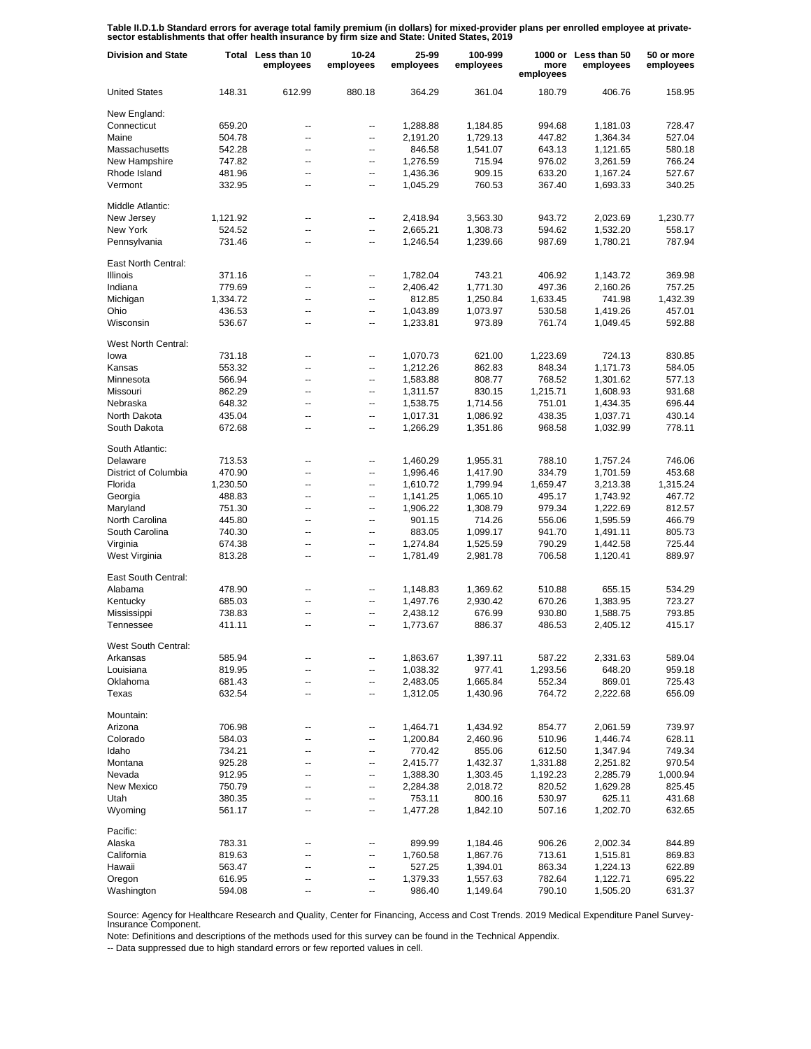**Table II.D.1.b Standard errors for average total family premium (in dollars) for mixed-provider plans per enrolled employee at private-sector establishments that offer health insurance by firm size and State: United States, 2019**

| Division and State | Total | Less than 10 employees | 10-24 employees | 25-99 employees | 100-999 employees | 1000 or more employees | Less than 50 employees | 50 or more employees |
|---|---|---|---|---|---|---|---|---|
| United States | 148.31 | 612.99 | 880.18 | 364.29 | 361.04 | 180.79 | 406.76 | 158.95 |
| New England: | | | | | | | | |
| Connecticut | 659.20 | -- | -- | 1,288.88 | 1,184.85 | 994.68 | 1,181.03 | 728.47 |
| Maine | 504.78 | -- | -- | 2,191.20 | 1,729.13 | 447.82 | 1,364.34 | 527.04 |
| Massachusetts | 542.28 | -- | -- | 846.58 | 1,541.07 | 643.13 | 1,121.65 | 580.18 |
| New Hampshire | 747.82 | -- | -- | 1,276.59 | 715.94 | 976.02 | 3,261.59 | 766.24 |
| Rhode Island | 481.96 | -- | -- | 1,436.36 | 909.15 | 633.20 | 1,167.24 | 527.67 |
| Vermont | 332.95 | -- | -- | 1,045.29 | 760.53 | 367.40 | 1,693.33 | 340.25 |
| Middle Atlantic: | | | | | | | | |
| New Jersey | 1,121.92 | -- | -- | 2,418.94 | 3,563.30 | 943.72 | 2,023.69 | 1,230.77 |
| New York | 524.52 | -- | -- | 2,665.21 | 1,308.73 | 594.62 | 1,532.20 | 558.17 |
| Pennsylvania | 731.46 | -- | -- | 1,246.54 | 1,239.66 | 987.69 | 1,780.21 | 787.94 |
| East North Central: | | | | | | | | |
| Illinois | 371.16 | -- | -- | 1,782.04 | 743.21 | 406.92 | 1,143.72 | 369.98 |
| Indiana | 779.69 | -- | -- | 2,406.42 | 1,771.30 | 497.36 | 2,160.26 | 757.25 |
| Michigan | 1,334.72 | -- | -- | 812.85 | 1,250.84 | 1,633.45 | 741.98 | 1,432.39 |
| Ohio | 436.53 | -- | -- | 1,043.89 | 1,073.97 | 530.58 | 1,419.26 | 457.01 |
| Wisconsin | 536.67 | -- | -- | 1,233.81 | 973.89 | 761.74 | 1,049.45 | 592.88 |
| West North Central: | | | | | | | | |
| Iowa | 731.18 | -- | -- | 1,070.73 | 621.00 | 1,223.69 | 724.13 | 830.85 |
| Kansas | 553.32 | -- | -- | 1,212.26 | 862.83 | 848.34 | 1,171.73 | 584.05 |
| Minnesota | 566.94 | -- | -- | 1,583.88 | 808.77 | 768.52 | 1,301.62 | 577.13 |
| Missouri | 862.29 | -- | -- | 1,311.57 | 830.15 | 1,215.71 | 1,608.93 | 931.68 |
| Nebraska | 648.32 | -- | -- | 1,538.75 | 1,714.56 | 751.01 | 1,434.35 | 696.44 |
| North Dakota | 435.04 | -- | -- | 1,017.31 | 1,086.92 | 438.35 | 1,037.71 | 430.14 |
| South Dakota | 672.68 | -- | -- | 1,266.29 | 1,351.86 | 968.58 | 1,032.99 | 778.11 |
| South Atlantic: | | | | | | | | |
| Delaware | 713.53 | -- | -- | 1,460.29 | 1,955.31 | 788.10 | 1,757.24 | 746.06 |
| District of Columbia | 470.90 | -- | -- | 1,996.46 | 1,417.90 | 334.79 | 1,701.59 | 453.68 |
| Florida | 1,230.50 | -- | -- | 1,610.72 | 1,799.94 | 1,659.47 | 3,213.38 | 1,315.24 |
| Georgia | 488.83 | -- | -- | 1,141.25 | 1,065.10 | 495.17 | 1,743.92 | 467.72 |
| Maryland | 751.30 | -- | -- | 1,906.22 | 1,308.79 | 979.34 | 1,222.69 | 812.57 |
| North Carolina | 445.80 | -- | -- | 901.15 | 714.26 | 556.06 | 1,595.59 | 466.79 |
| South Carolina | 740.30 | -- | -- | 883.05 | 1,099.17 | 941.70 | 1,491.11 | 805.73 |
| Virginia | 674.38 | -- | -- | 1,274.84 | 1,525.59 | 790.29 | 1,442.58 | 725.44 |
| West Virginia | 813.28 | -- | -- | 1,781.49 | 2,981.78 | 706.58 | 1,120.41 | 889.97 |
| East South Central: | | | | | | | | |
| Alabama | 478.90 | -- | -- | 1,148.83 | 1,369.62 | 510.88 | 655.15 | 534.29 |
| Kentucky | 685.03 | -- | -- | 1,497.76 | 2,930.42 | 670.26 | 1,383.95 | 723.27 |
| Mississippi | 738.83 | -- | -- | 2,438.12 | 676.99 | 930.80 | 1,588.75 | 793.85 |
| Tennessee | 411.11 | -- | -- | 1,773.67 | 886.37 | 486.53 | 2,405.12 | 415.17 |
| West South Central: | | | | | | | | |
| Arkansas | 585.94 | -- | -- | 1,863.67 | 1,397.11 | 587.22 | 2,331.63 | 589.04 |
| Louisiana | 819.95 | -- | -- | 1,038.32 | 977.41 | 1,293.56 | 648.20 | 959.18 |
| Oklahoma | 681.43 | -- | -- | 2,483.05 | 1,665.84 | 552.34 | 869.01 | 725.43 |
| Texas | 632.54 | -- | -- | 1,312.05 | 1,430.96 | 764.72 | 2,222.68 | 656.09 |
| Mountain: | | | | | | | | |
| Arizona | 706.98 | -- | -- | 1,464.71 | 1,434.92 | 854.77 | 2,061.59 | 739.97 |
| Colorado | 584.03 | -- | -- | 1,200.84 | 2,460.96 | 510.96 | 1,446.74 | 628.11 |
| Idaho | 734.21 | -- | -- | 770.42 | 855.06 | 612.50 | 1,347.94 | 749.34 |
| Montana | 925.28 | -- | -- | 2,415.77 | 1,432.37 | 1,331.88 | 2,251.82 | 970.54 |
| Nevada | 912.95 | -- | -- | 1,388.30 | 1,303.45 | 1,192.23 | 2,285.79 | 1,000.94 |
| New Mexico | 750.79 | -- | -- | 2,284.38 | 2,018.72 | 820.52 | 1,629.28 | 825.45 |
| Utah | 380.35 | -- | -- | 753.11 | 800.16 | 530.97 | 625.11 | 431.68 |
| Wyoming | 561.17 | -- | -- | 1,477.28 | 1,842.10 | 507.16 | 1,202.70 | 632.65 |
| Pacific: | | | | | | | | |
| Alaska | 783.31 | -- | -- | 899.99 | 1,184.46 | 906.26 | 2,002.34 | 844.89 |
| California | 819.63 | -- | -- | 1,760.58 | 1,867.76 | 713.61 | 1,515.81 | 869.83 |
| Hawaii | 563.47 | -- | -- | 527.25 | 1,394.01 | 863.34 | 1,224.13 | 622.89 |
| Oregon | 616.95 | -- | -- | 1,379.33 | 1,557.63 | 782.64 | 1,122.71 | 695.22 |
| Washington | 594.08 | -- | -- | 986.40 | 1,149.64 | 790.10 | 1,505.20 | 631.37 |

Source: Agency for Healthcare Research and Quality, Center for Financing, Access and Cost Trends. 2019 Medical Expenditure Panel Survey-Insurance Component.

Note: Definitions and descriptions of the methods used for this survey can be found in the Technical Appendix.

-- Data suppressed due to high standard errors or few reported values in cell.